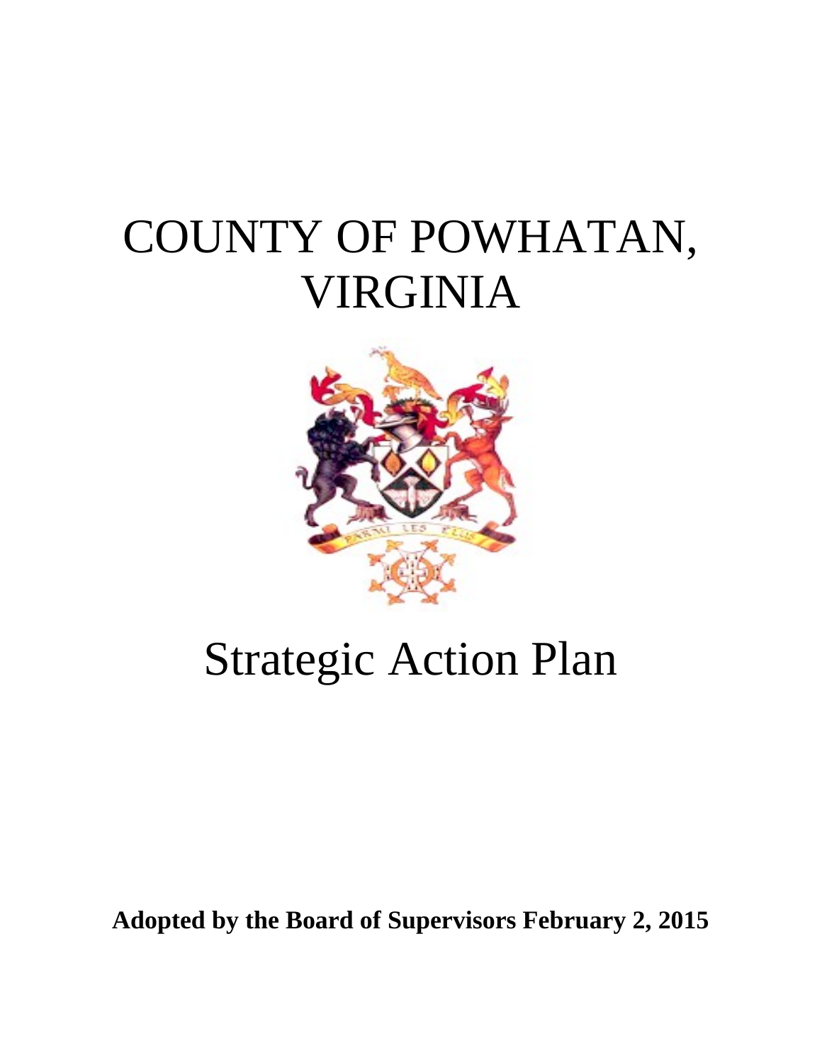# COUNTY OF POWHATAN, VIRGINIA

# Strategic Action Plan

**Adopted by the Board of Supervisors February 2, 2015**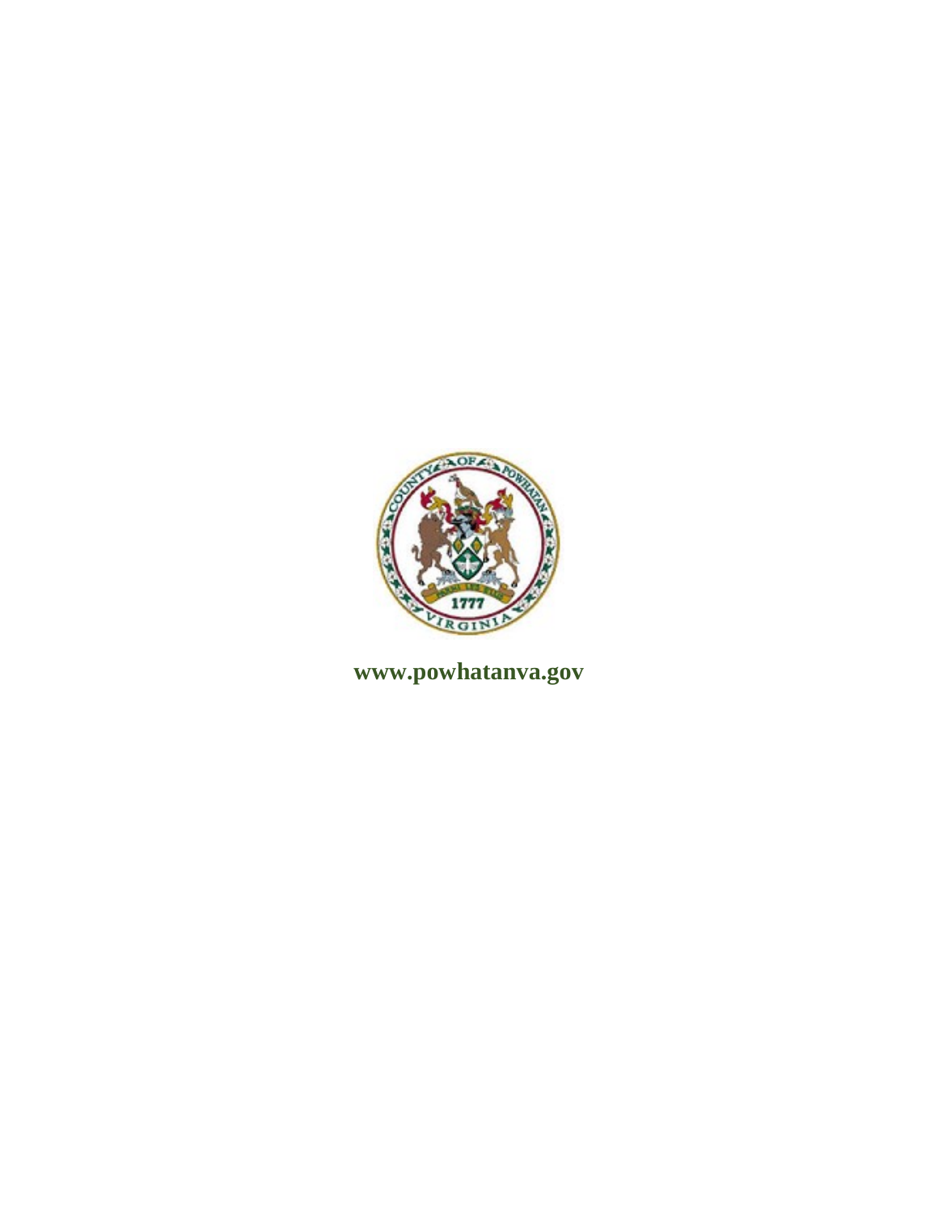www.powhatanva.gov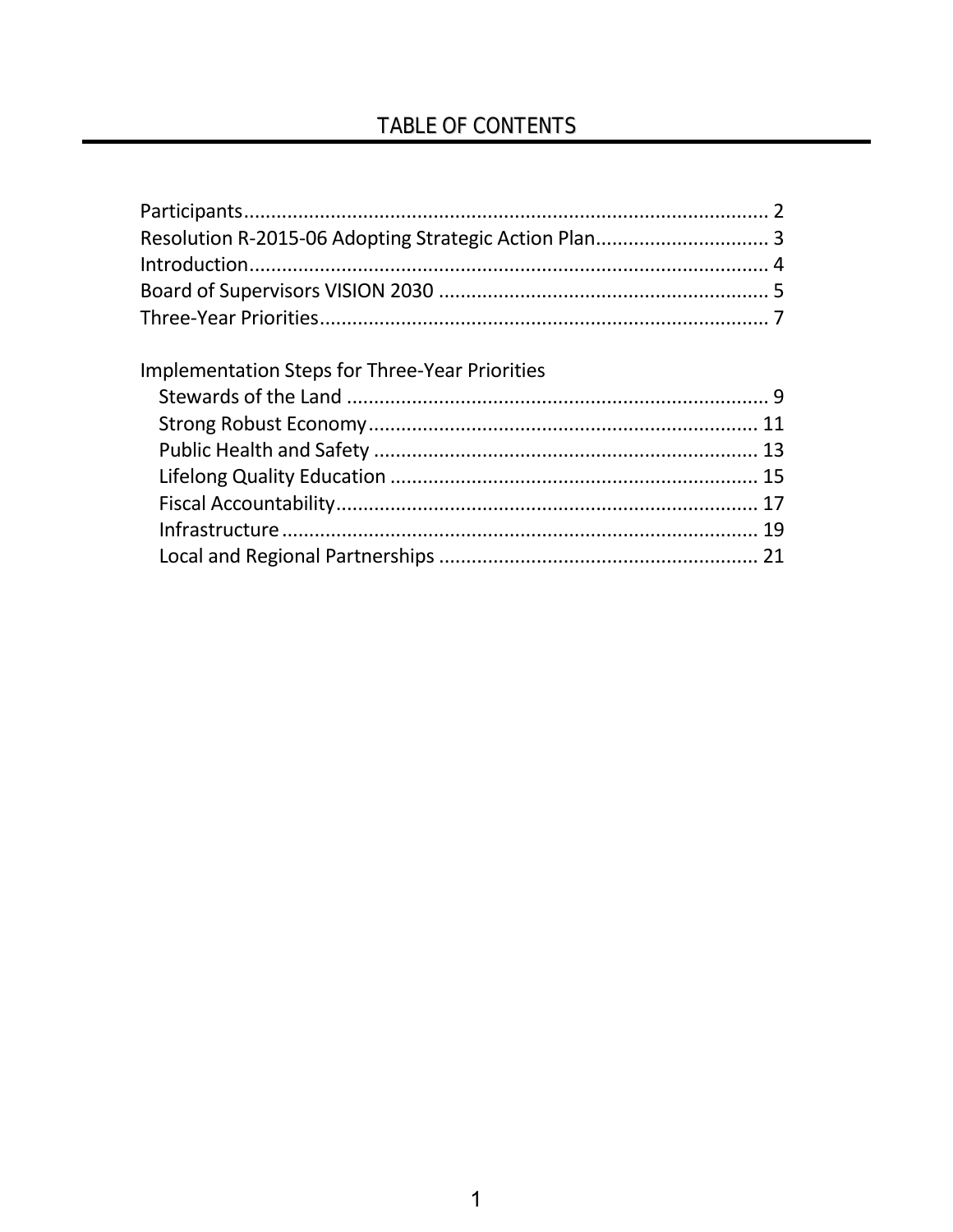# TABLE OF CONTENTS

Participants........................................................................................ 2
Resolution R-2015-06 Adopting Strategic Action Plan................................ 3
Introduction........................................................................................ 4
Board of Supervisors VISION 2030 ............................................................ 5
Three-Year Priorities.............................................................................. 7

Implementation Steps for Three-Year Priorities
- Stewards of the Land ............................................................................ 9
- Strong Robust Economy....................................................................... 11
- Public Health and Safety ...................................................................... 13
- Lifelong Quality Education ................................................................... 15
- Fiscal Accountability............................................................................ 17
- Infrastructure ...................................................................................... 19
- Local and Regional Partnerships .......................................................... 21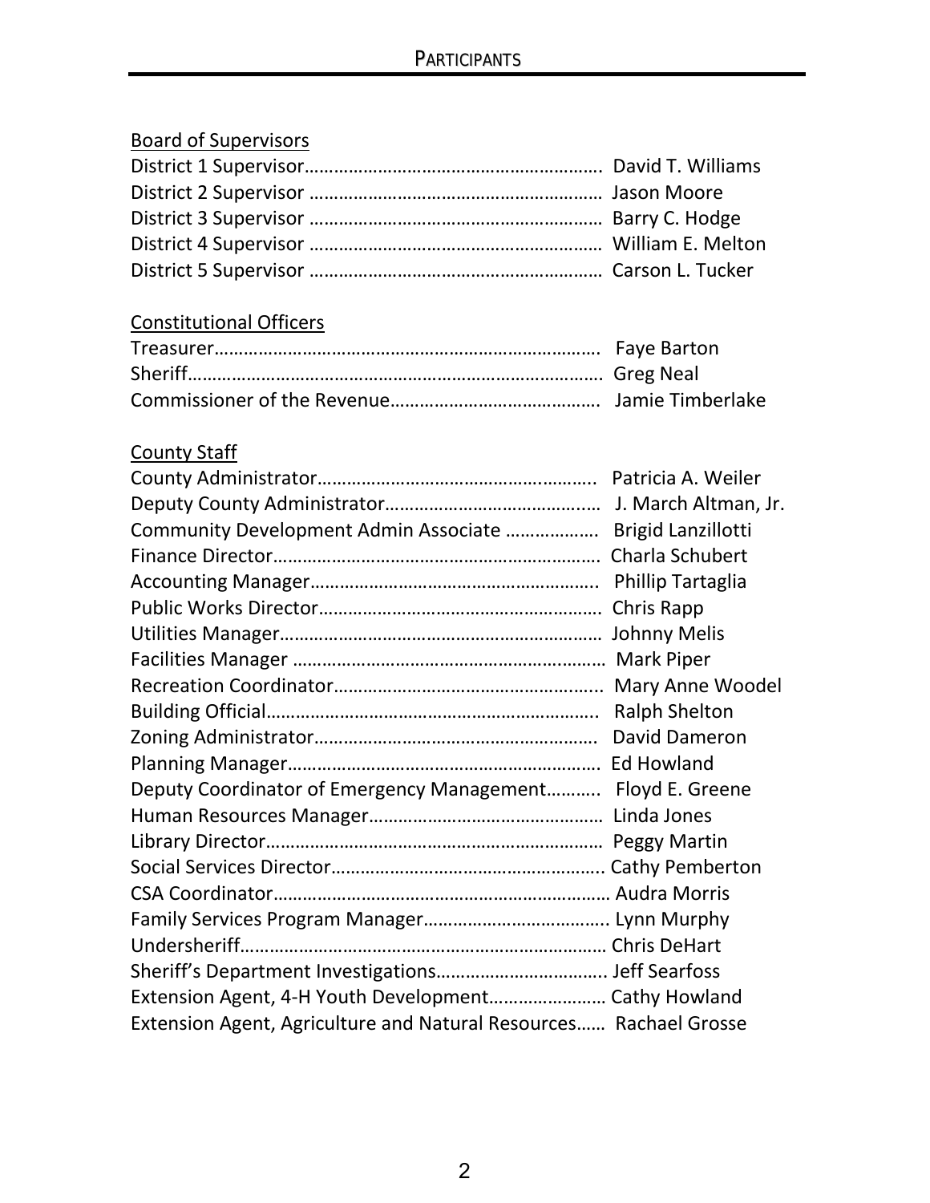# PARTICIPANTS

## Board of Supervisors

District 1 Supervisor………………………………………………… David T. Williams
District 2 Supervisor ……………………………………………… Jason Moore
District 3 Supervisor ……………………………………………… Barry C. Hodge
District 4 Supervisor ……………………………………………… William E. Melton
District 5 Supervisor ……………………………………………… Carson L. Tucker

## Constitutional Officers

Treasurer…………………………………………………………………… Faye Barton
Sheriff…………………………………………………………………………… Greg Neal
Commissioner of the Revenue…………………………………… Jamie Timberlake

## County Staff

County Administrator……………………………………………….. Patricia A. Weiler
Deputy County Administrator…………………………………….. J. March Altman, Jr.
Community Development Admin Associate ……………… Brigid Lanzillotti
Finance Director………………………………………………………… Charla Schubert
Accounting Manager………………………………………………….. Phillip Tartaglia
Public Works Director………………………………………………… Chris Rapp
Utilities Manager………………………………………………………… Johnny Melis
Facilities Manager ……………………………………………………… Mark Piper
Recreation Coordinator……………………………………………….. Mary Anne Woodel
Building Official………………………………………………………….. Ralph Shelton
Zoning Administrator…………………………………………………. David Dameron
Planning Manager………………………………………………………. Ed Howland
Deputy Coordinator of Emergency Management……….. Floyd E. Greene
Human Resources Manager………………………………………… Linda Jones
Library Director………………………………………………………….. Peggy Martin
Social Services Director……………………………………………….. Cathy Pemberton
CSA Coordinator…………………………………………………………… Audra Morris
Family Services Program Manager……………………………….. Lynn Murphy
Undersheriff…………………………………………………………………. Chris DeHart
Sheriff's Department Investigations…………………………….. Jeff Searfoss
Extension Agent, 4-H Youth Development…………………… Cathy Howland
Extension Agent, Agriculture and Natural Resources…… Rachael Grosse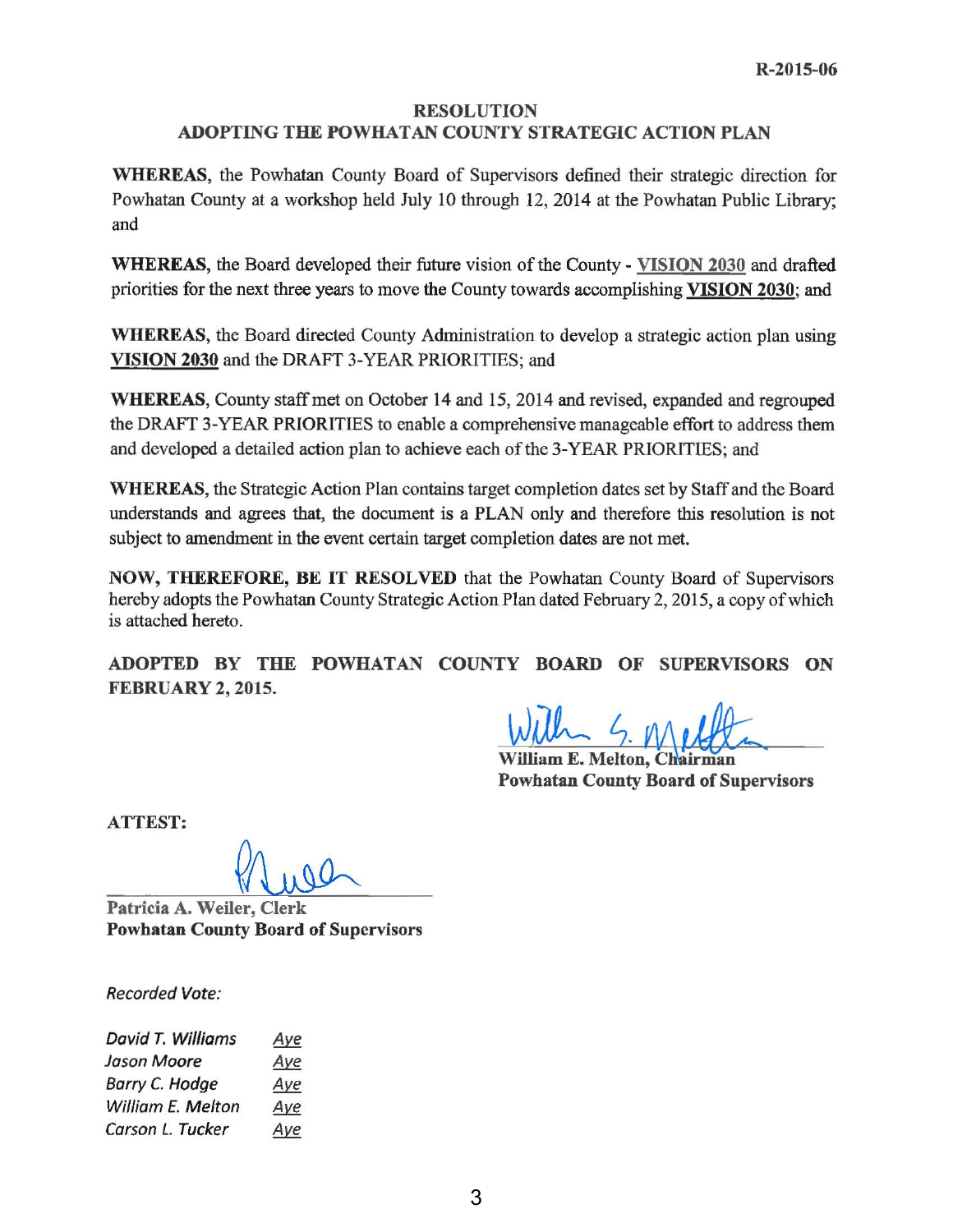R-2015-06

# RESOLUTION

## ADOPTING THE POWHATAN COUNTY STRATEGIC ACTION PLAN

**WHEREAS**, the Powhatan County Board of Supervisors defined their strategic direction for Powhatan County at a workshop held July 10 through 12, 2014 at the Powhatan Public Library; and

**WHEREAS**, the Board developed their future vision of the County - **VISION 2030** and drafted priorities for the next three years to move the County towards accomplishing **VISION 2030**; and

**WHEREAS**, the Board directed County Administration to develop a strategic action plan using **VISION 2030** and the DRAFT 3-YEAR PRIORITIES; and

**WHEREAS**, County staff met on October 14 and 15, 2014 and revised, expanded and regrouped the DRAFT 3-YEAR PRIORITIES to enable a comprehensive manageable effort to address them and developed a detailed action plan to achieve each of the 3-YEAR PRIORITIES; and

**WHEREAS**, the Strategic Action Plan contains target completion dates set by Staff and the Board understands and agrees that, the document is a PLAN only and therefore this resolution is not subject to amendment in the event certain target completion dates are not met.

**NOW, THEREFORE, BE IT RESOLVED** that the Powhatan County Board of Supervisors hereby adopts the Powhatan County Strategic Action Plan dated February 2, 2015, a copy of which is attached hereto.

**ADOPTED BY THE POWHATAN COUNTY BOARD OF SUPERVISORS ON FEBRUARY 2, 2015.**

**William E. Melton, Chairman**
**Powhatan County Board of Supervisors**

**ATTEST:**

**Patricia A. Weiler, Clerk**
**Powhatan County Board of Supervisors**

*Recorded Vote:*

| | |
|---|---|
| *David T. Williams* | *Aye* |
| *Jason Moore* | *Aye* |
| *Barry C. Hodge* | *Aye* |
| *William E. Melton* | *Aye* |
| *Carson L. Tucker* | *Aye* |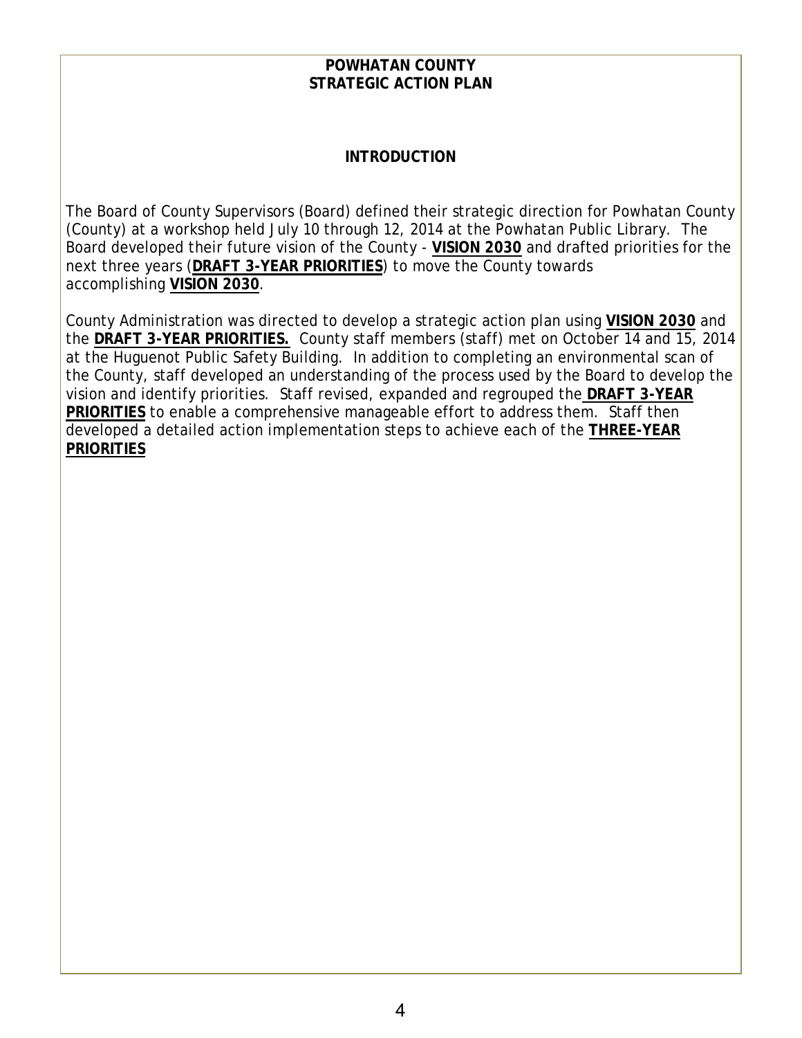# POWHATAN COUNTY
# STRATEGIC ACTION PLAN

## INTRODUCTION

The Board of County Supervisors (Board) defined their strategic direction for Powhatan County (County) at a workshop held July 10 through 12, 2014 at the Powhatan Public Library. The Board developed their future vision of the County - **VISION 2030** and drafted priorities for the next three years (**DRAFT 3-YEAR PRIORITIES**) to move the County towards accomplishing **VISION 2030**.

County Administration was directed to develop a strategic action plan using **VISION 2030** and the **DRAFT 3-YEAR PRIORITIES.** County staff members (staff) met on October 14 and 15, 2014 at the Huguenot Public Safety Building. In addition to completing an environmental scan of the County, staff developed an understanding of the process used by the Board to develop the vision and identify priorities. Staff revised, expanded and regrouped the **DRAFT 3-YEAR PRIORITIES** to enable a comprehensive manageable effort to address them. Staff then developed a detailed action implementation steps to achieve each of the **THREE-YEAR PRIORITIES**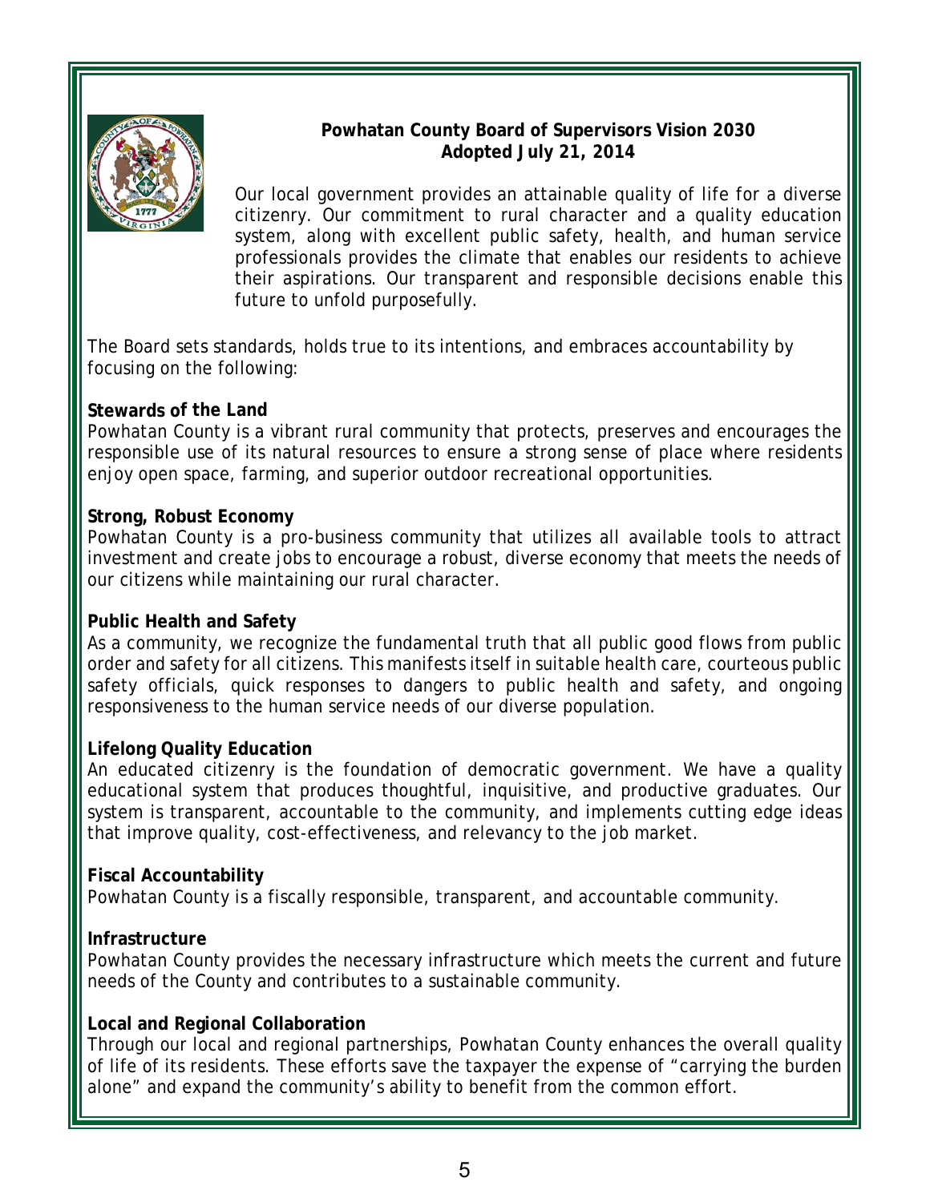# Powhatan County Board of Supervisors Vision 2030

**Adopted July 21, 2014**

Our local government provides an attainable quality of life for a diverse citizenry. Our commitment to rural character and a quality education system, along with excellent public safety, health, and human service professionals provides the climate that enables our residents to achieve their aspirations. Our transparent and responsible decisions enable this future to unfold purposefully.

The Board sets standards, holds true to its intentions, and embraces accountability by focusing on the following:

**Stewards of the Land**

Powhatan County is a vibrant rural community that protects, preserves and encourages the responsible use of its natural resources to ensure a strong sense of place where residents enjoy open space, farming, and superior outdoor recreational opportunities.

**Strong, Robust Economy**

Powhatan County is a pro-business community that utilizes all available tools to attract investment and create jobs to encourage a robust, diverse economy that meets the needs of our citizens while maintaining our rural character.

**Public Health and Safety**

As a community, we recognize the fundamental truth that all public good flows from public order and safety for all citizens. This manifests itself in suitable health care, courteous public safety officials, quick responses to dangers to public health and safety, and ongoing responsiveness to the human service needs of our diverse population.

**Lifelong Quality Education**

An educated citizenry is the foundation of democratic government. We have a quality educational system that produces thoughtful, inquisitive, and productive graduates. Our system is transparent, accountable to the community, and implements cutting edge ideas that improve quality, cost-effectiveness, and relevancy to the job market.

**Fiscal Accountability**

Powhatan County is a fiscally responsible, transparent, and accountable community.

**Infrastructure**

Powhatan County provides the necessary infrastructure which meets the current and future needs of the County and contributes to a sustainable community.

**Local and Regional Collaboration**

Through our local and regional partnerships, Powhatan County enhances the overall quality of life of its residents. These efforts save the taxpayer the expense of "carrying the burden alone" and expand the community's ability to benefit from the common effort.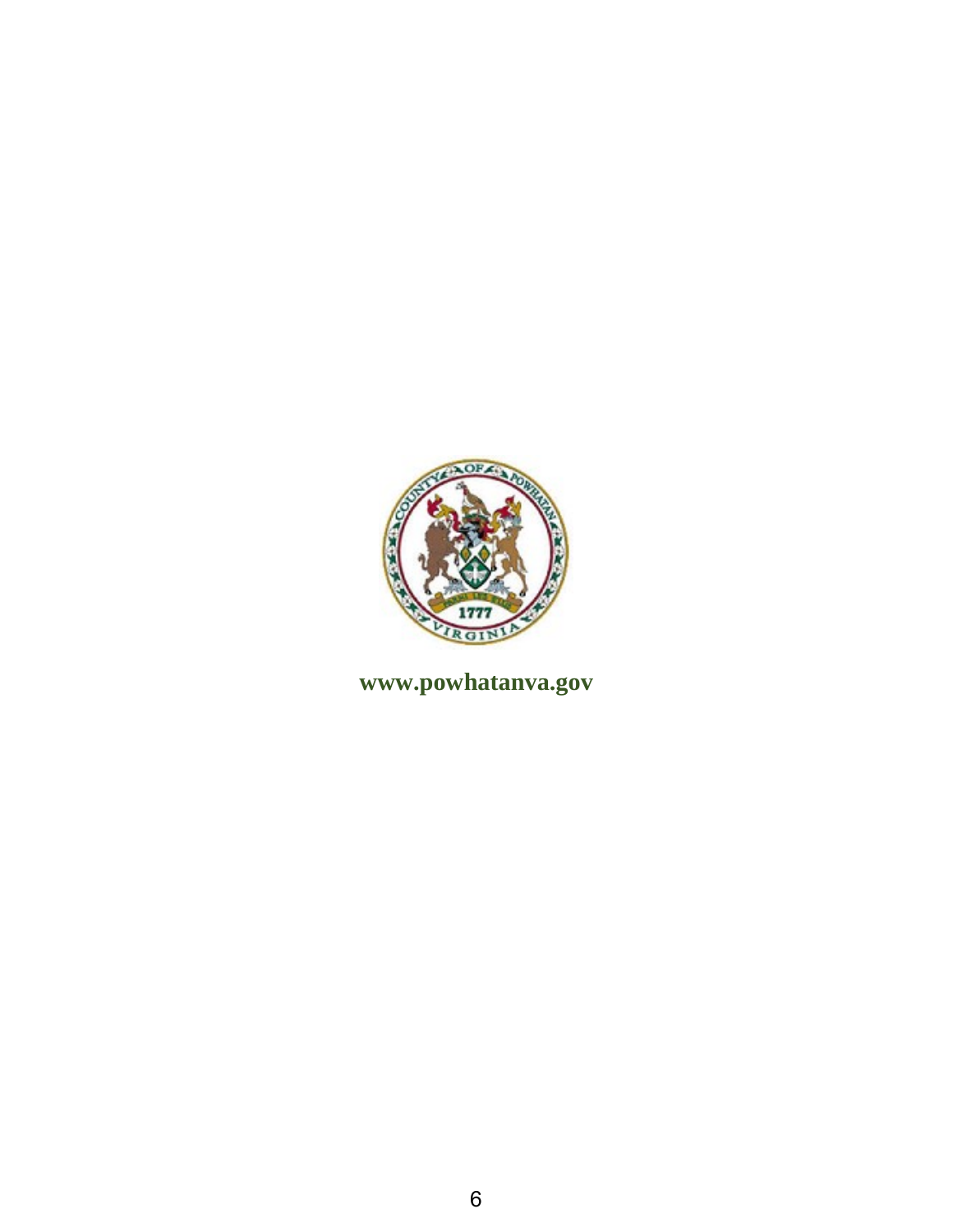www.powhatanva.gov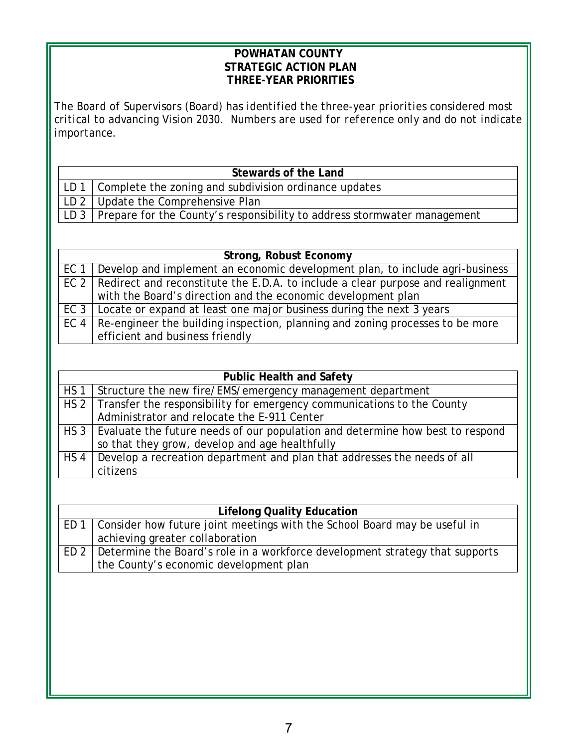# POWHATAN COUNTY
# STRATEGIC ACTION PLAN
# THREE-YEAR PRIORITIES

The Board of Supervisors (Board) has identified the three-year priorities considered most critical to advancing Vision 2030. Numbers are used for reference only and do not indicate importance.

| Stewards of the Land | |
|---|---|
| LD 1 | Complete the zoning and subdivision ordinance updates |
| LD 2 | Update the Comprehensive Plan |
| LD 3 | Prepare for the County's responsibility to address stormwater management |

| Strong, Robust Economy | |
|---|---|
| EC 1 | Develop and implement an economic development plan, to include agri-business |
| EC 2 | Redirect and reconstitute the E.D.A. to include a clear purpose and realignment with the Board's direction and the economic development plan |
| EC 3 | Locate or expand at least one major business during the next 3 years |
| EC 4 | Re-engineer the building inspection, planning and zoning processes to be more efficient and business friendly |

| Public Health and Safety | |
|---|---|
| HS 1 | Structure the new fire/EMS/emergency management department |
| HS 2 | Transfer the responsibility for emergency communications to the County Administrator and relocate the E-911 Center |
| HS 3 | Evaluate the future needs of our population and determine how best to respond so that they grow, develop and age healthfully |
| HS 4 | Develop a recreation department and plan that addresses the needs of all citizens |

| Lifelong Quality Education | |
|---|---|
| ED 1 | Consider how future joint meetings with the School Board may be useful in achieving greater collaboration |
| ED 2 | Determine the Board's role in a workforce development strategy that supports the County's economic development plan |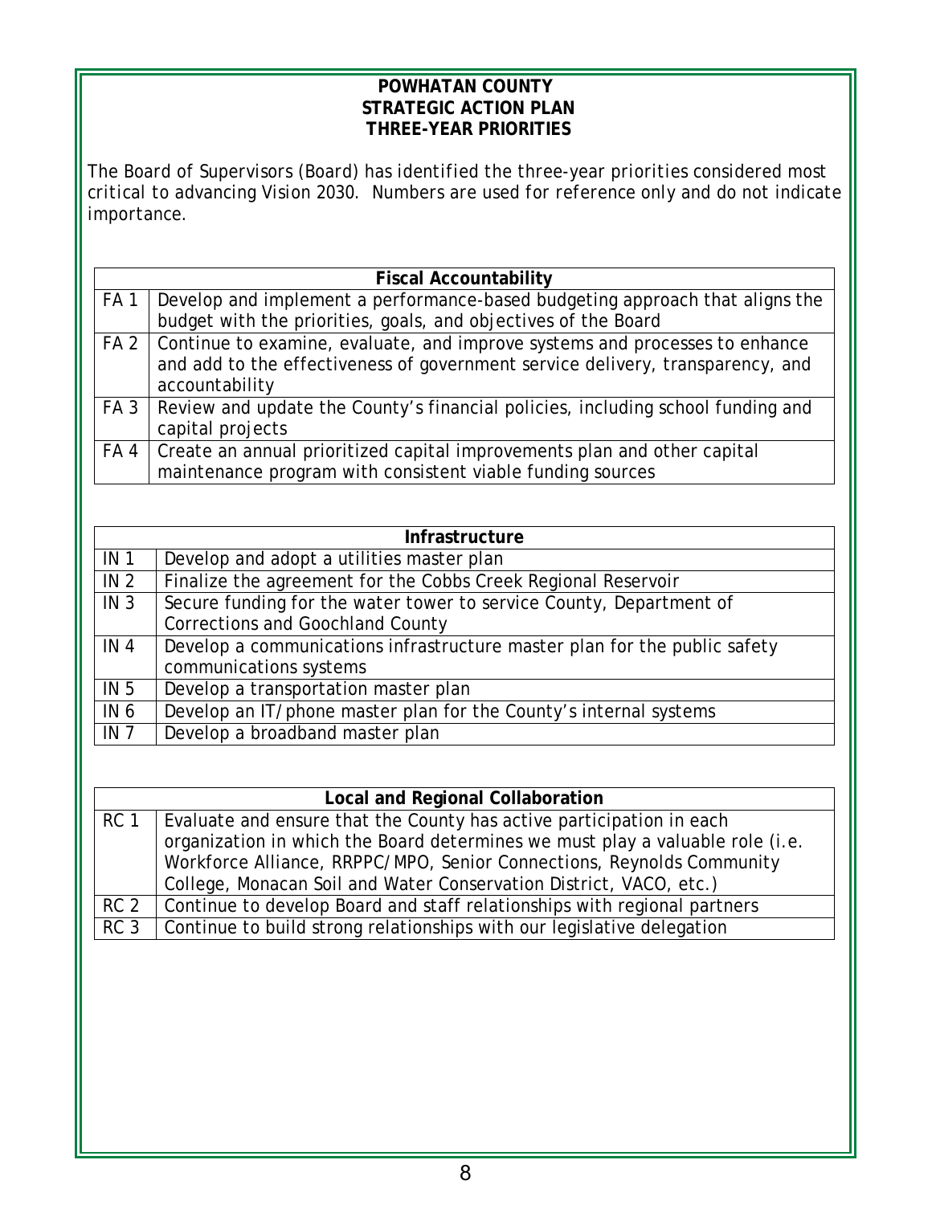# POWHATAN COUNTY
## STRATEGIC ACTION PLAN
## THREE-YEAR PRIORITIES

The Board of Supervisors (Board) has identified the three-year priorities considered most critical to advancing Vision 2030. Numbers are used for reference only and do not indicate importance.

| Fiscal Accountability | |
|---|---|
| FA 1 | Develop and implement a performance-based budgeting approach that aligns the budget with the priorities, goals, and objectives of the Board |
| FA 2 | Continue to examine, evaluate, and improve systems and processes to enhance and add to the effectiveness of government service delivery, transparency, and accountability |
| FA 3 | Review and update the County's financial policies, including school funding and capital projects |
| FA 4 | Create an annual prioritized capital improvements plan and other capital maintenance program with consistent viable funding sources |

| Infrastructure | |
|---|---|
| IN 1 | Develop and adopt a utilities master plan |
| IN 2 | Finalize the agreement for the Cobbs Creek Regional Reservoir |
| IN 3 | Secure funding for the water tower to service County, Department of Corrections and Goochland County |
| IN 4 | Develop a communications infrastructure master plan for the public safety communications systems |
| IN 5 | Develop a transportation master plan |
| IN 6 | Develop an IT/phone master plan for the County's internal systems |
| IN 7 | Develop a broadband master plan |

| Local and Regional Collaboration | |
|---|---|
| RC 1 | Evaluate and ensure that the County has active participation in each organization in which the Board determines we must play a valuable role (i.e. Workforce Alliance, RRPPC/MPO, Senior Connections, Reynolds Community College, Monacan Soil and Water Conservation District, VACO, etc.) |
| RC 2 | Continue to develop Board and staff relationships with regional partners |
| RC 3 | Continue to build strong relationships with our legislative delegation |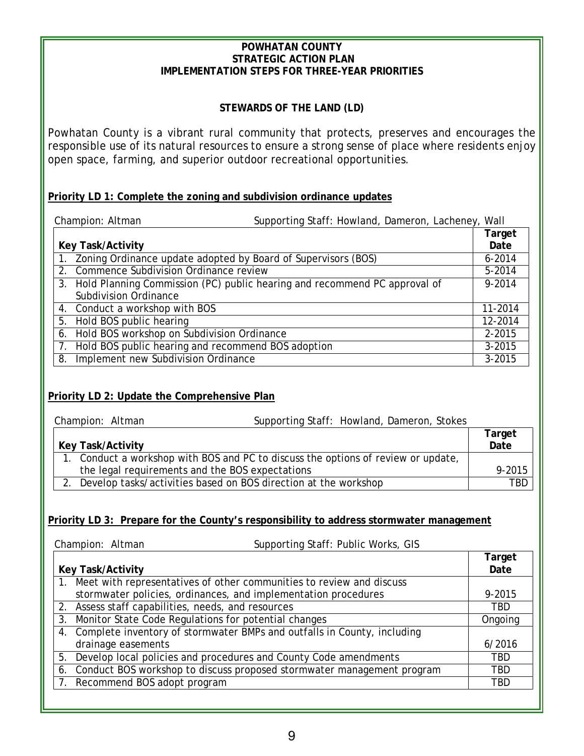# POWHATAN COUNTY
# STRATEGIC ACTION PLAN
# IMPLEMENTATION STEPS FOR THREE-YEAR PRIORITIES

## STEWARDS OF THE LAND (LD)

Powhatan County is a vibrant rural community that protects, preserves and encourages the responsible use of its natural resources to ensure a strong sense of place where residents enjoy open space, farming, and superior outdoor recreational opportunities.

### Priority LD 1: Complete the zoning and subdivision ordinance updates

Champion: Altman  Supporting Staff: Howland, Dameron, Lacheney, Wall

| Key Task/Activity | Target Date |
|---|---|
| 1. Zoning Ordinance update adopted by Board of Supervisors (BOS) | 6-2014 |
| 2. Commence Subdivision Ordinance review | 5-2014 |
| 3. Hold Planning Commission (PC) public hearing and recommend PC approval of Subdivision Ordinance | 9-2014 |
| 4. Conduct a workshop with BOS | 11-2014 |
| 5. Hold BOS public hearing | 12-2014 |
| 6. Hold BOS workshop on Subdivision Ordinance | 2-2015 |
| 7. Hold BOS public hearing and recommend BOS adoption | 3-2015 |
| 8. Implement new Subdivision Ordinance | 3-2015 |

### Priority LD 2: Update the Comprehensive Plan

Champion: Altman  Supporting Staff: Howland, Dameron, Stokes

| Key Task/Activity | Target Date |
|---|---|
| 1. Conduct a workshop with BOS and PC to discuss the options of review or update, the legal requirements and the BOS expectations | 9-2015 |
| 2. Develop tasks/activities based on BOS direction at the workshop | TBD |

### Priority LD 3: Prepare for the County's responsibility to address stormwater management

Champion: Altman  Supporting Staff: Public Works, GIS

| Key Task/Activity | Target Date |
|---|---|
| 1. Meet with representatives of other communities to review and discuss stormwater policies, ordinances, and implementation procedures | 9-2015 |
| 2. Assess staff capabilities, needs, and resources | TBD |
| 3. Monitor State Code Regulations for potential changes | Ongoing |
| 4. Complete inventory of stormwater BMPs and outfalls in County, including drainage easements | 6/2016 |
| 5. Develop local policies and procedures and County Code amendments | TBD |
| 6. Conduct BOS workshop to discuss proposed stormwater management program | TBD |
| 7. Recommend BOS adopt program | TBD |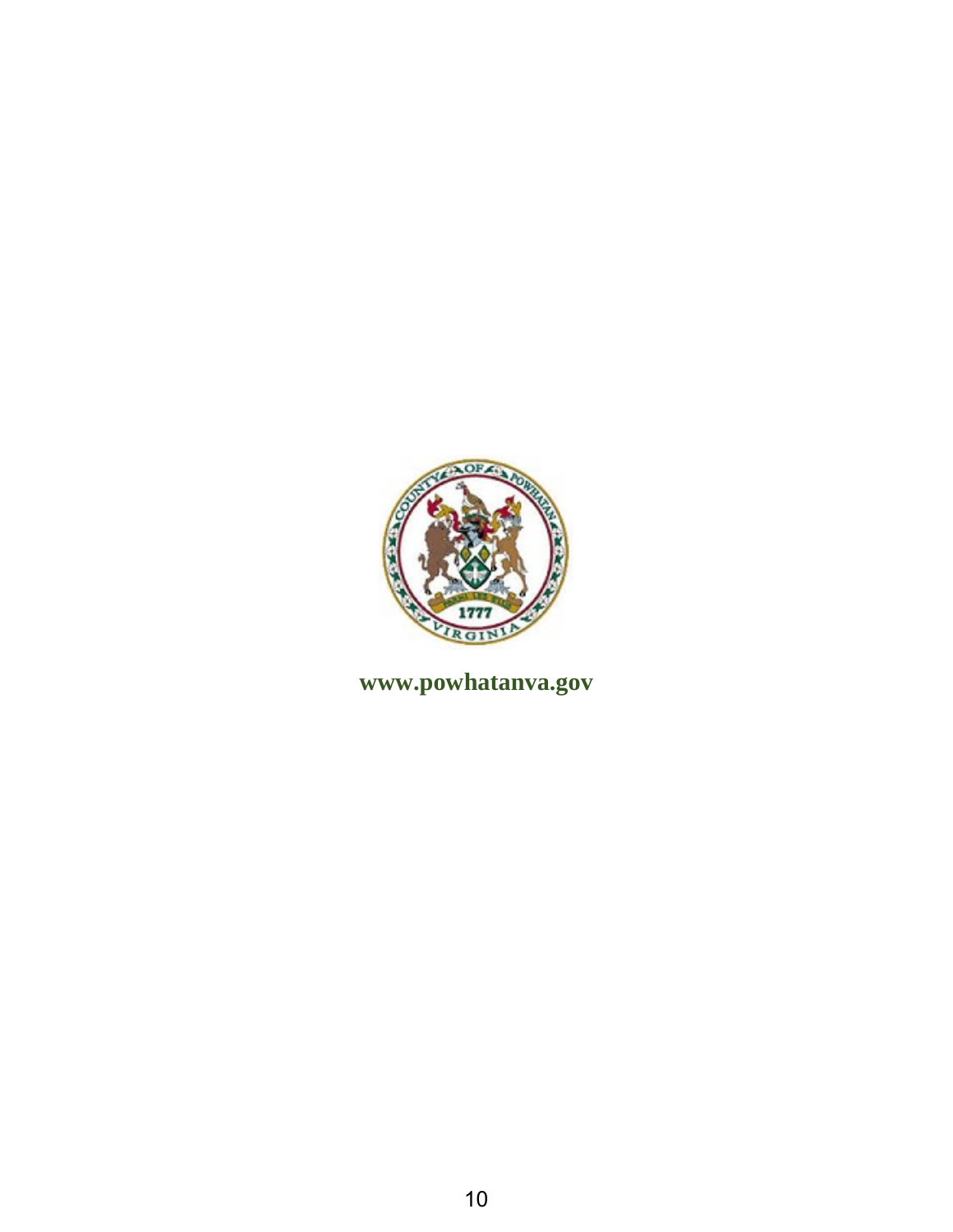www.powhatanva.gov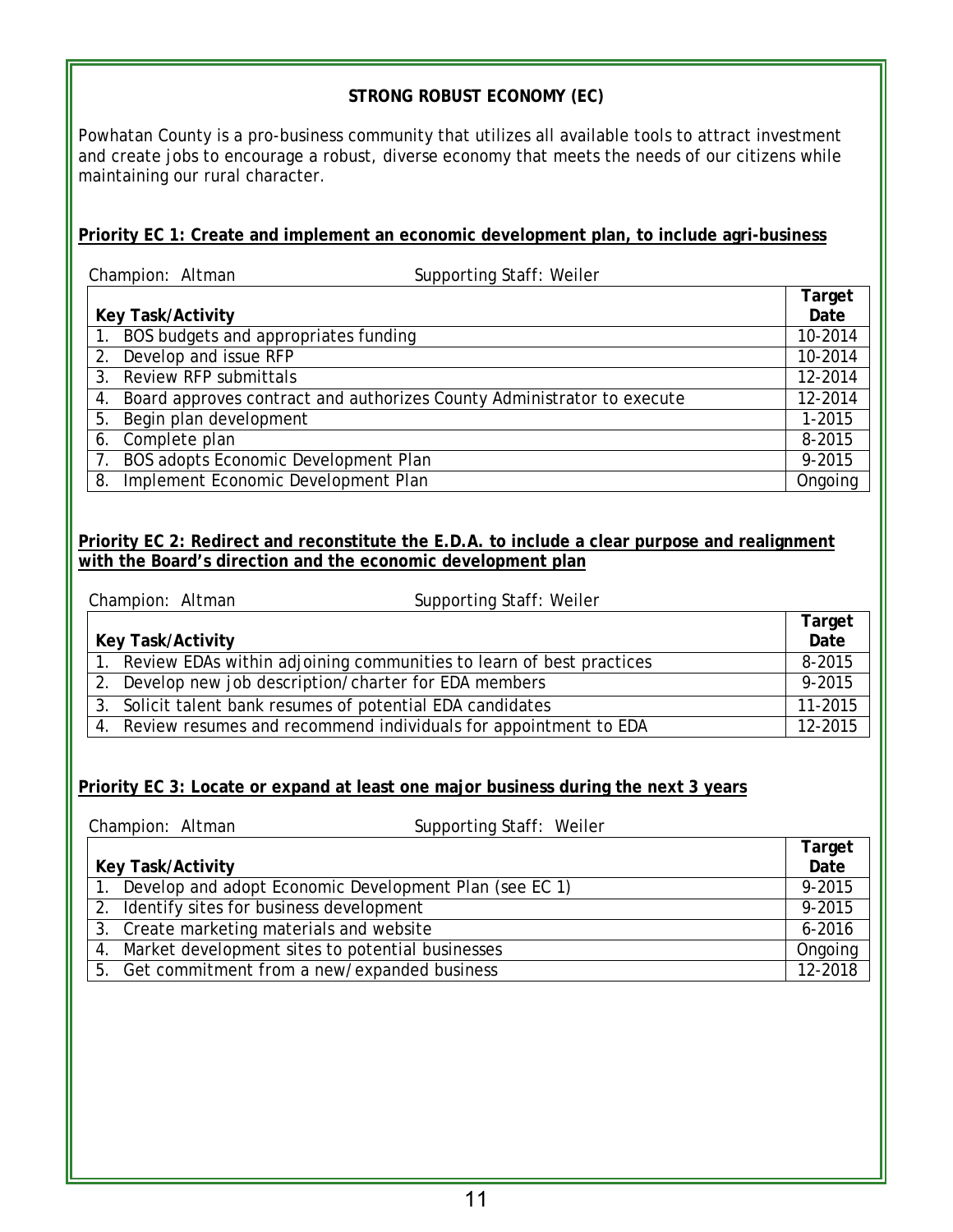## STRONG ROBUST ECONOMY (EC)

Powhatan County is a pro-business community that utilizes all available tools to attract investment and create jobs to encourage a robust, diverse economy that meets the needs of our citizens while maintaining our rural character.

### Priority EC 1: Create and implement an economic development plan, to include agri-business

Champion: Altman Supporting Staff: Weiler

| Key Task/Activity | Target Date |
|---|---|
| 1. BOS budgets and appropriates funding | 10-2014 |
| 2. Develop and issue RFP | 10-2014 |
| 3. Review RFP submittals | 12-2014 |
| 4. Board approves contract and authorizes County Administrator to execute | 12-2014 |
| 5. Begin plan development | 1-2015 |
| 6. Complete plan | 8-2015 |
| 7. BOS adopts Economic Development Plan | 9-2015 |
| 8. Implement Economic Development Plan | Ongoing |

### Priority EC 2: Redirect and reconstitute the E.D.A. to include a clear purpose and realignment with the Board's direction and the economic development plan

Champion: Altman Supporting Staff: Weiler

| Key Task/Activity | Target Date |
|---|---|
| 1. Review EDAs within adjoining communities to learn of best practices | 8-2015 |
| 2. Develop new job description/charter for EDA members | 9-2015 |
| 3. Solicit talent bank resumes of potential EDA candidates | 11-2015 |
| 4. Review resumes and recommend individuals for appointment to EDA | 12-2015 |

### Priority EC 3: Locate or expand at least one major business during the next 3 years

Champion: Altman Supporting Staff: Weiler

| Key Task/Activity | Target Date |
|---|---|
| 1. Develop and adopt Economic Development Plan (see EC 1) | 9-2015 |
| 2. Identify sites for business development | 9-2015 |
| 3. Create marketing materials and website | 6-2016 |
| 4. Market development sites to potential businesses | Ongoing |
| 5. Get commitment from a new/expanded business | 12-2018 |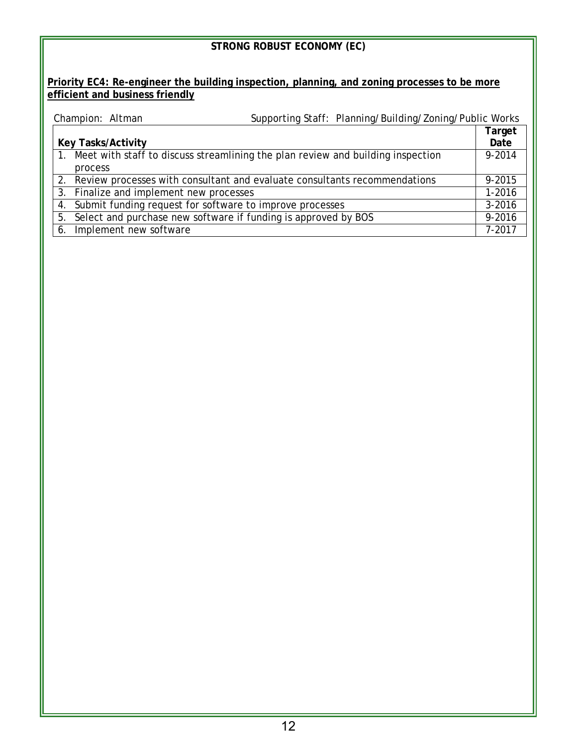## STRONG ROBUST ECONOMY (EC)

**Priority EC4: Re-engineer the building inspection, planning, and zoning processes to be more efficient and business friendly**

Champion: Altman | Supporting Staff: Planning/Building/Zoning/Public Works

| Key Tasks/Activity | Target Date |
|---|---|
| 1. Meet with staff to discuss streamlining the plan review and building inspection process | 9-2014 |
| 2. Review processes with consultant and evaluate consultants recommendations | 9-2015 |
| 3. Finalize and implement new processes | 1-2016 |
| 4. Submit funding request for software to improve processes | 3-2016 |
| 5. Select and purchase new software if funding is approved by BOS | 9-2016 |
| 6. Implement new software | 7-2017 |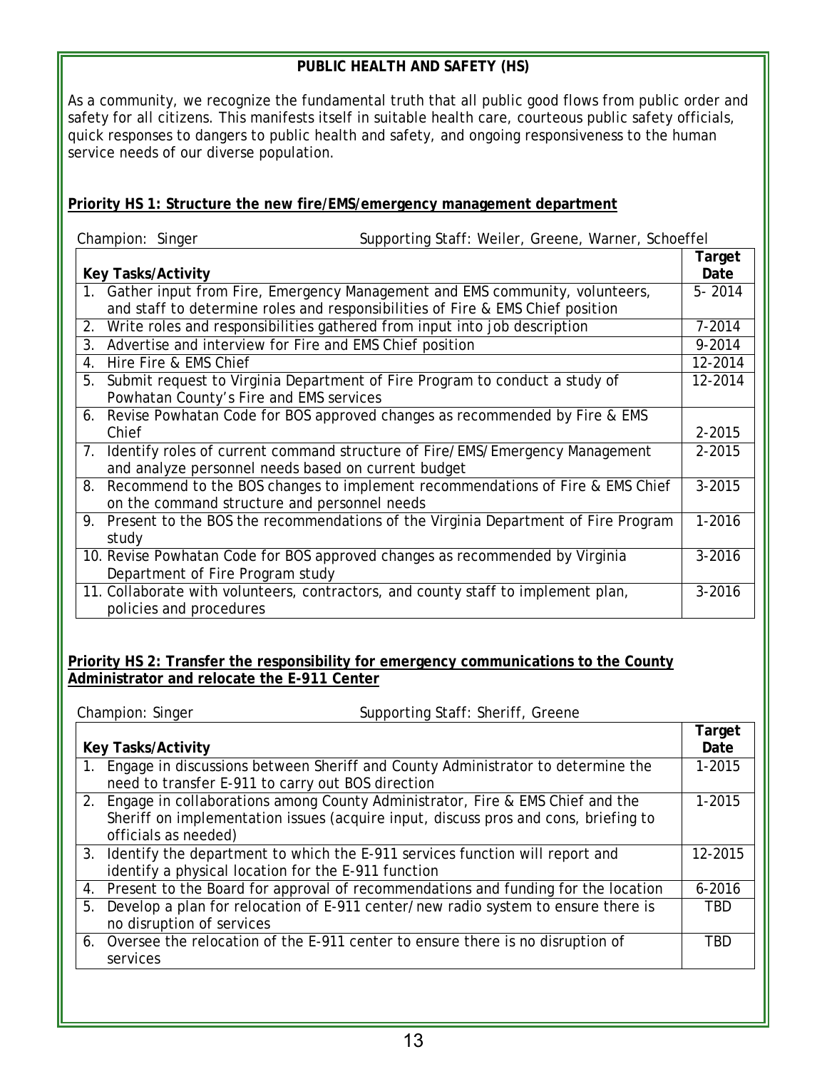## PUBLIC HEALTH AND SAFETY (HS)

As a community, we recognize the fundamental truth that all public good flows from public order and safety for all citizens. This manifests itself in suitable health care, courteous public safety officials, quick responses to dangers to public health and safety, and ongoing responsiveness to the human service needs of our diverse population.

### Priority HS 1: Structure the new fire/EMS/emergency management department

Champion: Singer    Supporting Staff: Weiler, Greene, Warner, Schoeffel

| Key Tasks/Activity | Target Date |
|---|---|
| 1. Gather input from Fire, Emergency Management and EMS community, volunteers, and staff to determine roles and responsibilities of Fire & EMS Chief position | 5- 2014 |
| 2. Write roles and responsibilities gathered from input into job description | 7-2014 |
| 3. Advertise and interview for Fire and EMS Chief position | 9-2014 |
| 4. Hire Fire & EMS Chief | 12-2014 |
| 5. Submit request to Virginia Department of Fire Program to conduct a study of Powhatan County's Fire and EMS services | 12-2014 |
| 6. Revise Powhatan Code for BOS approved changes as recommended by Fire & EMS Chief | 2-2015 |
| 7. Identify roles of current command structure of Fire/EMS/Emergency Management and analyze personnel needs based on current budget | 2-2015 |
| 8. Recommend to the BOS changes to implement recommendations of Fire & EMS Chief on the command structure and personnel needs | 3-2015 |
| 9. Present to the BOS the recommendations of the Virginia Department of Fire Program study | 1-2016 |
| 10. Revise Powhatan Code for BOS approved changes as recommended by Virginia Department of Fire Program study | 3-2016 |
| 11. Collaborate with volunteers, contractors, and county staff to implement plan, policies and procedures | 3-2016 |

### Priority HS 2: Transfer the responsibility for emergency communications to the County Administrator and relocate the E-911 Center

Champion: Singer    Supporting Staff: Sheriff, Greene

| Key Tasks/Activity | Target Date |
|---|---|
| 1. Engage in discussions between Sheriff and County Administrator to determine the need to transfer E-911 to carry out BOS direction | 1-2015 |
| 2. Engage in collaborations among County Administrator, Fire & EMS Chief and the Sheriff on implementation issues (acquire input, discuss pros and cons, briefing to officials as needed) | 1-2015 |
| 3. Identify the department to which the E-911 services function will report and identify a physical location for the E-911 function | 12-2015 |
| 4. Present to the Board for approval of recommendations and funding for the location | 6-2016 |
| 5. Develop a plan for relocation of E-911 center/new radio system to ensure there is no disruption of services | TBD |
| 6. Oversee the relocation of the E-911 center to ensure there is no disruption of services | TBD |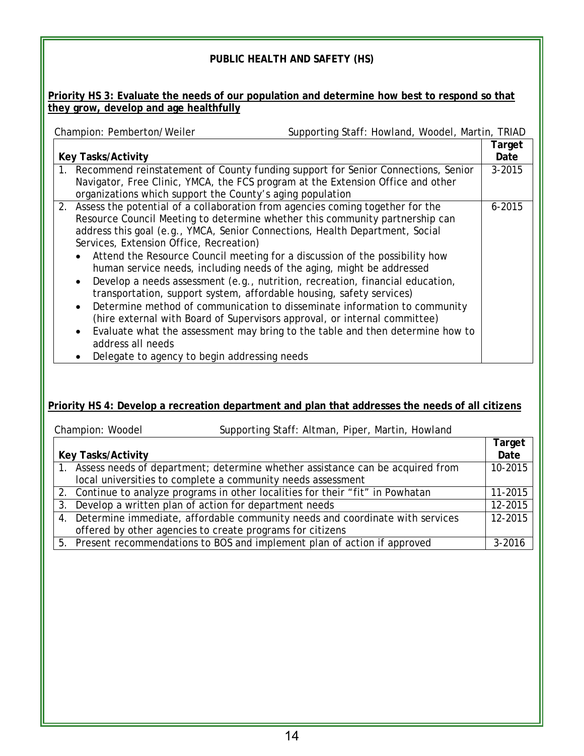## PUBLIC HEALTH AND SAFETY (HS)

**Priority HS 3: Evaluate the needs of our population and determine how best to respond so that they grow, develop and age healthfully**

Champion: Pemberton/Weiler          Supporting Staff: Howland, Woodel, Martin, TRIAD

| Key Tasks/Activity | Target Date |
|---|---|
| 1. Recommend reinstatement of County funding support for Senior Connections, Senior Navigator, Free Clinic, YMCA, the FCS program at the Extension Office and other organizations which support the County's aging population | 3-2015 |
| 2. Assess the potential of a collaboration from agencies coming together for the Resource Council Meeting to determine whether this community partnership can address this goal (e.g., YMCA, Senior Connections, Health Department, Social Services, Extension Office, Recreation)<br>• Attend the Resource Council meeting for a discussion of the possibility how human service needs, including needs of the aging, might be addressed<br>• Develop a needs assessment (e.g., nutrition, recreation, financial education, transportation, support system, affordable housing, safety services)<br>• Determine method of communication to disseminate information to community (hire external with Board of Supervisors approval, or internal committee)<br>• Evaluate what the assessment may bring to the table and then determine how to address all needs<br>• Delegate to agency to begin addressing needs | 6-2015 |

**Priority HS 4: Develop a recreation department and plan that addresses the needs of all citizens**

Champion: Woodel          Supporting Staff: Altman, Piper, Martin, Howland

| Key Tasks/Activity | Target Date |
|---|---|
| 1. Assess needs of department; determine whether assistance can be acquired from local universities to complete a community needs assessment | 10-2015 |
| 2. Continue to analyze programs in other localities for their "fit" in Powhatan | 11-2015 |
| 3. Develop a written plan of action for department needs | 12-2015 |
| 4. Determine immediate, affordable community needs and coordinate with services offered by other agencies to create programs for citizens | 12-2015 |
| 5. Present recommendations to BOS and implement plan of action if approved | 3-2016 |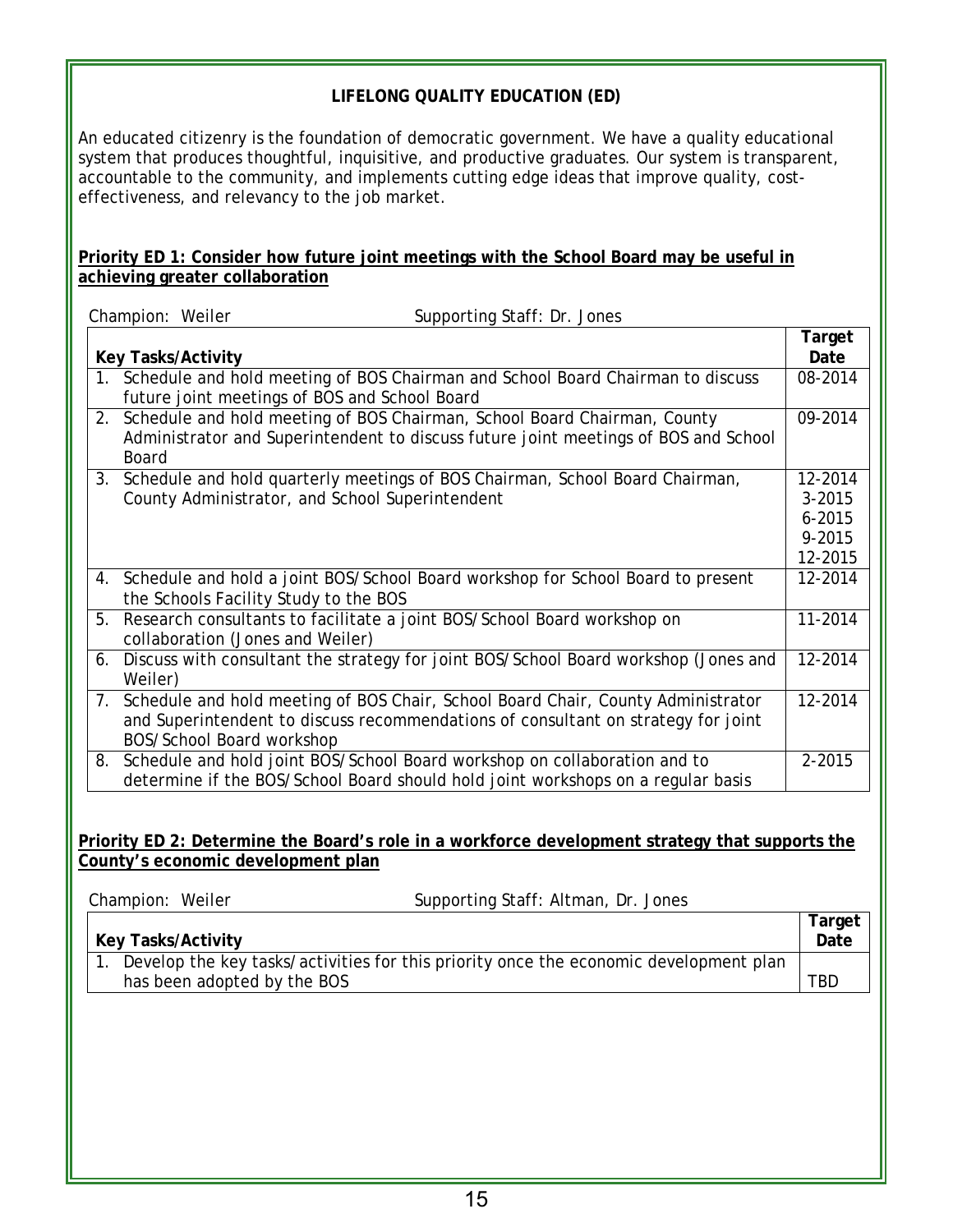## LIFELONG QUALITY EDUCATION (ED)

An educated citizenry is the foundation of democratic government. We have a quality educational system that produces thoughtful, inquisitive, and productive graduates. Our system is transparent, accountable to the community, and implements cutting edge ideas that improve quality, cost-effectiveness, and relevancy to the job market.

### Priority ED 1: Consider how future joint meetings with the School Board may be useful in achieving greater collaboration

Champion: Weiler　　　　Supporting Staff: Dr. Jones

| Key Tasks/Activity | Target Date |
|---|---|
| 1. Schedule and hold meeting of BOS Chairman and School Board Chairman to discuss future joint meetings of BOS and School Board | 08-2014 |
| 2. Schedule and hold meeting of BOS Chairman, School Board Chairman, County Administrator and Superintendent to discuss future joint meetings of BOS and School Board | 09-2014 |
| 3. Schedule and hold quarterly meetings of BOS Chairman, School Board Chairman, County Administrator, and School Superintendent | 12-2014<br>3-2015<br>6-2015<br>9-2015<br>12-2015 |
| 4. Schedule and hold a joint BOS/School Board workshop for School Board to present the Schools Facility Study to the BOS | 12-2014 |
| 5. Research consultants to facilitate a joint BOS/School Board workshop on collaboration (Jones and Weiler) | 11-2014 |
| 6. Discuss with consultant the strategy for joint BOS/School Board workshop (Jones and Weiler) | 12-2014 |
| 7. Schedule and hold meeting of BOS Chair, School Board Chair, County Administrator and Superintendent to discuss recommendations of consultant on strategy for joint BOS/School Board workshop | 12-2014 |
| 8. Schedule and hold joint BOS/School Board workshop on collaboration and to determine if the BOS/School Board should hold joint workshops on a regular basis | 2-2015 |

### Priority ED 2: Determine the Board's role in a workforce development strategy that supports the County's economic development plan

Champion: Weiler　　　　Supporting Staff: Altman, Dr. Jones

| Key Tasks/Activity | Target Date |
|---|---|
| 1. Develop the key tasks/activities for this priority once the economic development plan has been adopted by the BOS | TBD |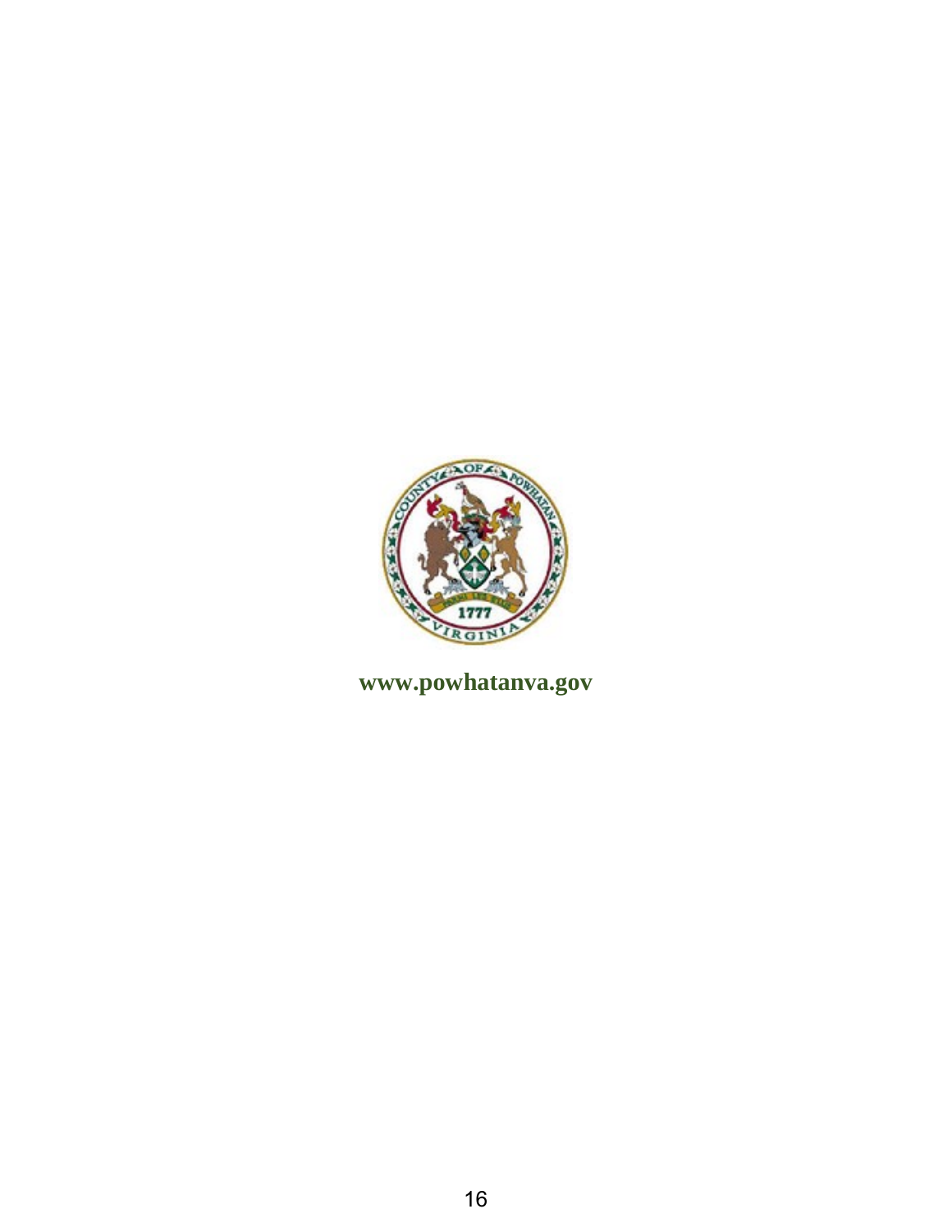www.powhatanva.gov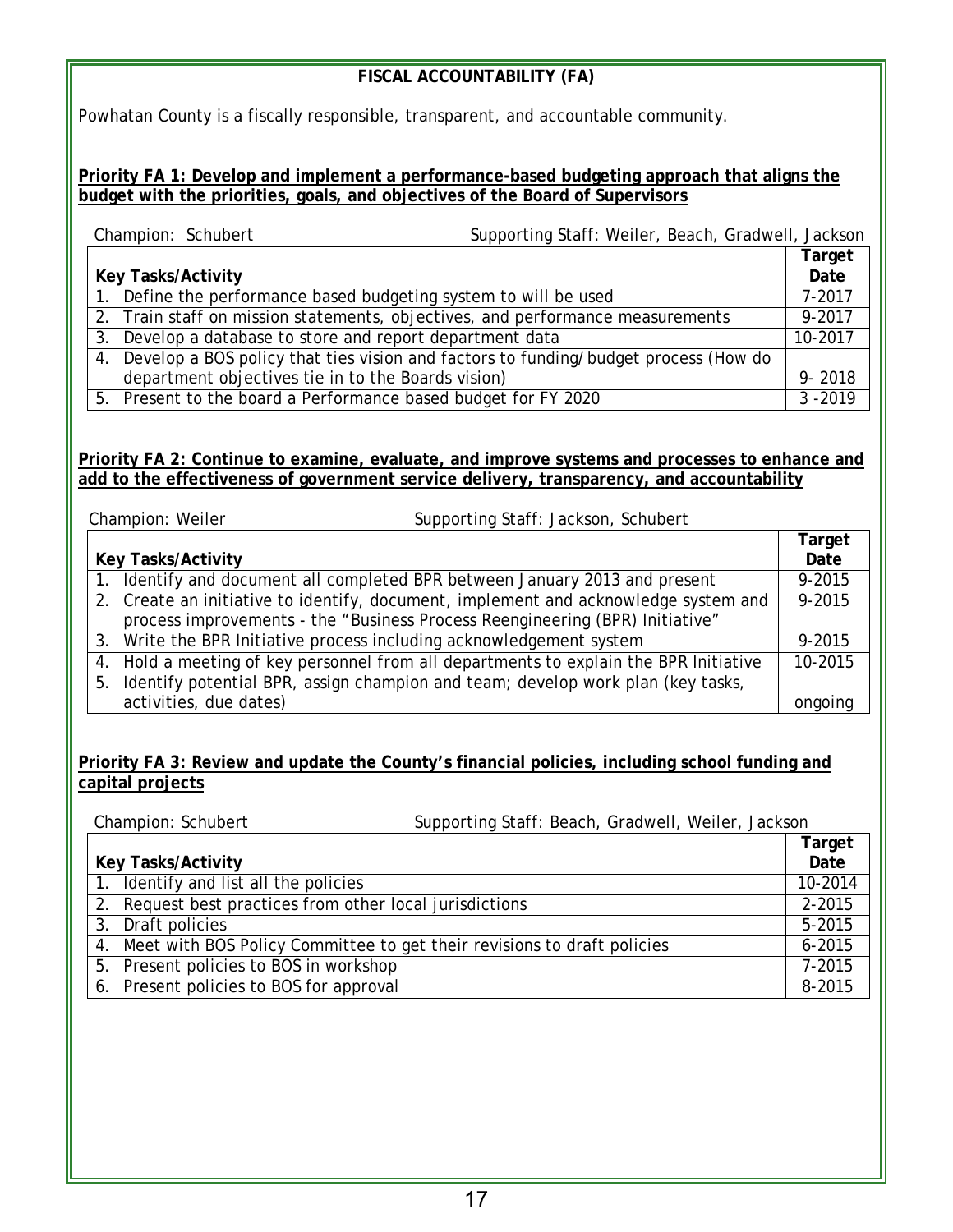## FISCAL ACCOUNTABILITY (FA)

Powhatan County is a fiscally responsible, transparent, and accountable community.

### Priority FA 1: Develop and implement a performance-based budgeting approach that aligns the budget with the priorities, goals, and objectives of the Board of Supervisors

Champion: Schubert    Supporting Staff: Weiler, Beach, Gradwell, Jackson

| Key Tasks/Activity | Target Date |
|---|---|
| 1. Define the performance based budgeting system to will be used | 7-2017 |
| 2. Train staff on mission statements, objectives, and performance measurements | 9-2017 |
| 3. Develop a database to store and report department data | 10-2017 |
| 4. Develop a BOS policy that ties vision and factors to funding/budget process (How do department objectives tie in to the Boards vision) | 9- 2018 |
| 5. Present to the board a Performance based budget for FY 2020 | 3 -2019 |

### Priority FA 2: Continue to examine, evaluate, and improve systems and processes to enhance and add to the effectiveness of government service delivery, transparency, and accountability

Champion: Weiler    Supporting Staff: Jackson, Schubert

| Key Tasks/Activity | Target Date |
|---|---|
| 1. Identify and document all completed BPR between January 2013 and present | 9-2015 |
| 2. Create an initiative to identify, document, implement and acknowledge system and process improvements - the "Business Process Reengineering (BPR) Initiative" | 9-2015 |
| 3. Write the BPR Initiative process including acknowledgement system | 9-2015 |
| 4. Hold a meeting of key personnel from all departments to explain the BPR Initiative | 10-2015 |
| 5. Identify potential BPR, assign champion and team; develop work plan (key tasks, activities, due dates) | ongoing |

### Priority FA 3: Review and update the County's financial policies, including school funding and capital projects

Champion: Schubert    Supporting Staff: Beach, Gradwell, Weiler, Jackson

| Key Tasks/Activity | Target Date |
|---|---|
| 1. Identify and list all the policies | 10-2014 |
| 2. Request best practices from other local jurisdictions | 2-2015 |
| 3. Draft policies | 5-2015 |
| 4. Meet with BOS Policy Committee to get their revisions to draft policies | 6-2015 |
| 5. Present policies to BOS in workshop | 7-2015 |
| 6. Present policies to BOS for approval | 8-2015 |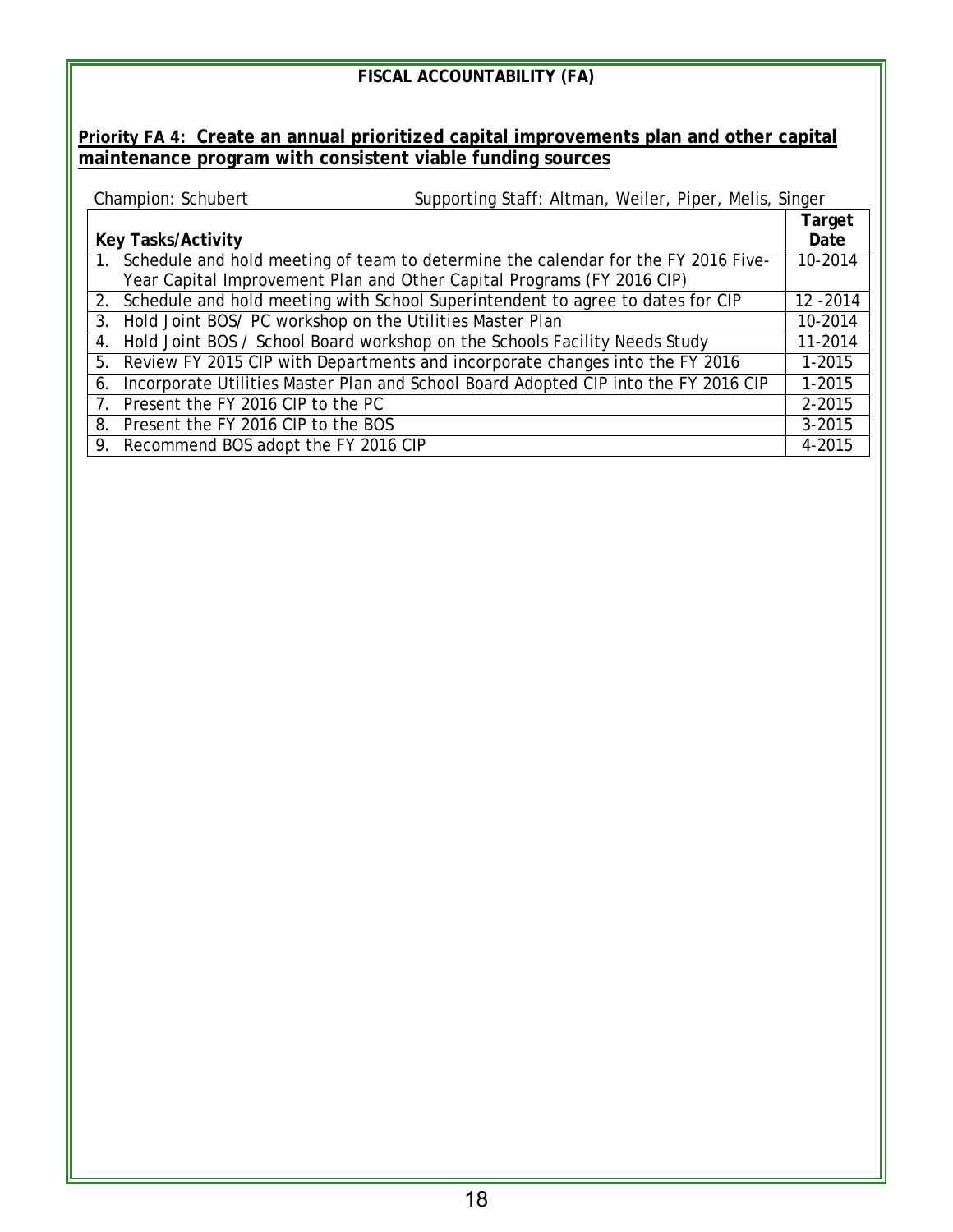## FISCAL ACCOUNTABILITY (FA)

### Priority FA 4: Create an annual prioritized capital improvements plan and other capital maintenance program with consistent viable funding sources

Champion: Schubert    Supporting Staff: Altman, Weiler, Piper, Melis, Singer

| Key Tasks/Activity | Target Date |
|---|---|
| 1. Schedule and hold meeting of team to determine the calendar for the FY 2016 Five-Year Capital Improvement Plan and Other Capital Programs (FY 2016 CIP) | 10-2014 |
| 2. Schedule and hold meeting with School Superintendent to agree to dates for CIP | 12 -2014 |
| 3. Hold Joint BOS/ PC workshop on the Utilities Master Plan | 10-2014 |
| 4. Hold Joint BOS / School Board workshop on the Schools Facility Needs Study | 11-2014 |
| 5. Review FY 2015 CIP with Departments and incorporate changes into the FY 2016 | 1-2015 |
| 6. Incorporate Utilities Master Plan and School Board Adopted CIP into the FY 2016 CIP | 1-2015 |
| 7. Present the FY 2016 CIP to the PC | 2-2015 |
| 8. Present the FY 2016 CIP to the BOS | 3-2015 |
| 9. Recommend BOS adopt the FY 2016 CIP | 4-2015 |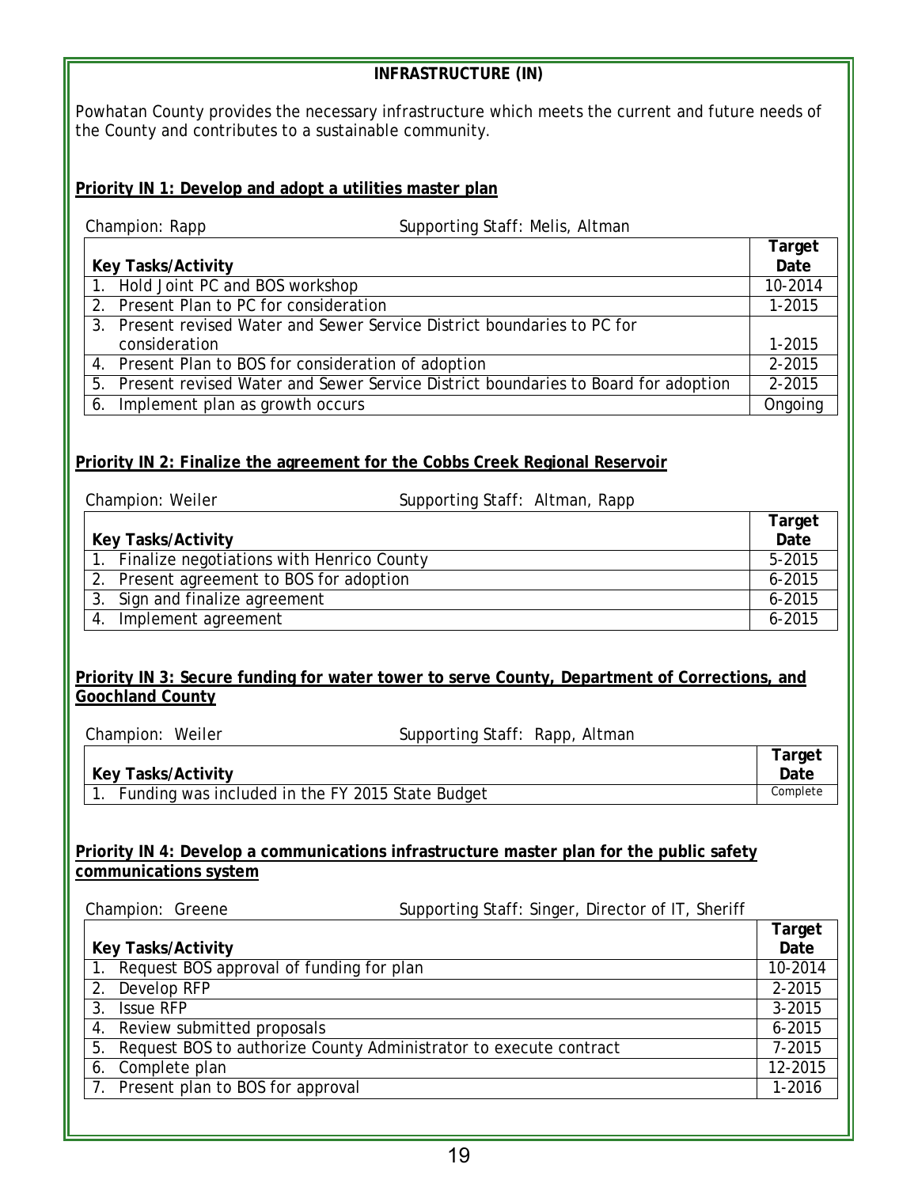## INFRASTRUCTURE (IN)

Powhatan County provides the necessary infrastructure which meets the current and future needs of the County and contributes to a sustainable community.

### Priority IN 1: Develop and adopt a utilities master plan

Champion: Rapp Supporting Staff: Melis, Altman

| Key Tasks/Activity | Target Date |
|---|---|
| 1. Hold Joint PC and BOS workshop | 10-2014 |
| 2. Present Plan to PC for consideration | 1-2015 |
| 3. Present revised Water and Sewer Service District boundaries to PC for consideration | 1-2015 |
| 4. Present Plan to BOS for consideration of adoption | 2-2015 |
| 5. Present revised Water and Sewer Service District boundaries to Board for adoption | 2-2015 |
| 6. Implement plan as growth occurs | Ongoing |

### Priority IN 2: Finalize the agreement for the Cobbs Creek Regional Reservoir

Champion: Weiler Supporting Staff: Altman, Rapp

| Key Tasks/Activity | Target Date |
|---|---|
| 1. Finalize negotiations with Henrico County | 5-2015 |
| 2. Present agreement to BOS for adoption | 6-2015 |
| 3. Sign and finalize agreement | 6-2015 |
| 4. Implement agreement | 6-2015 |

### Priority IN 3: Secure funding for water tower to serve County, Department of Corrections, and Goochland County

Champion: Weiler Supporting Staff: Rapp, Altman

| Key Tasks/Activity | Target Date |
|---|---|
| 1. Funding was included in the FY 2015 State Budget | Complete |

### Priority IN 4: Develop a communications infrastructure master plan for the public safety communications system

Champion: Greene Supporting Staff: Singer, Director of IT, Sheriff

| Key Tasks/Activity | Target Date |
|---|---|
| 1. Request BOS approval of funding for plan | 10-2014 |
| 2. Develop RFP | 2-2015 |
| 3. Issue RFP | 3-2015 |
| 4. Review submitted proposals | 6-2015 |
| 5. Request BOS to authorize County Administrator to execute contract | 7-2015 |
| 6. Complete plan | 12-2015 |
| 7. Present plan to BOS for approval | 1-2016 |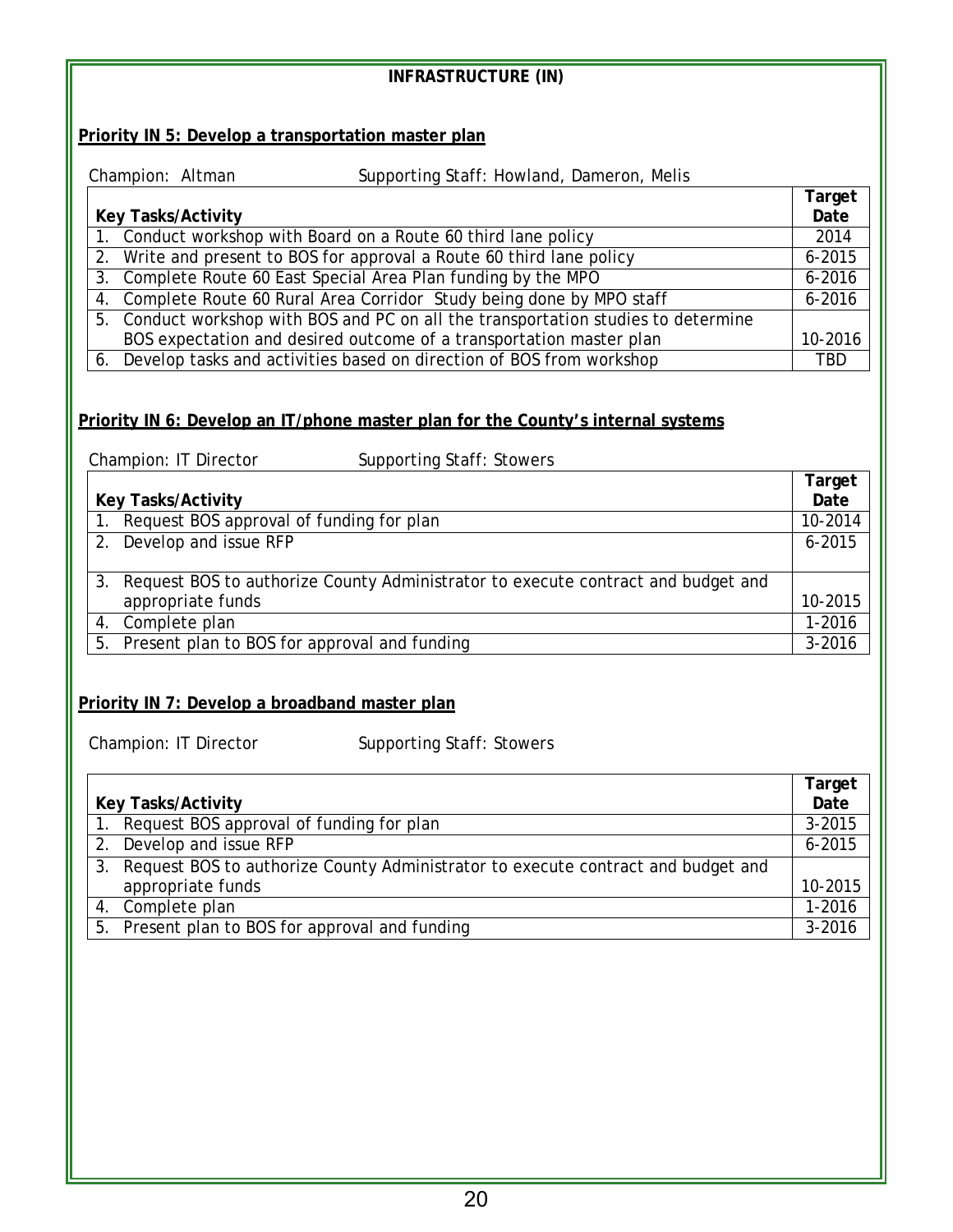# INFRASTRUCTURE (IN)

## Priority IN 5: Develop a transportation master plan

Champion: Altman Supporting Staff: Howland, Dameron, Melis

| Key Tasks/Activity | Target Date |
|---|---|
| 1. Conduct workshop with Board on a Route 60 third lane policy | 2014 |
| 2. Write and present to BOS for approval a Route 60 third lane policy | 6-2015 |
| 3. Complete Route 60 East Special Area Plan funding by the MPO | 6-2016 |
| 4. Complete Route 60 Rural Area Corridor Study being done by MPO staff | 6-2016 |
| 5. Conduct workshop with BOS and PC on all the transportation studies to determine BOS expectation and desired outcome of a transportation master plan | 10-2016 |
| 6. Develop tasks and activities based on direction of BOS from workshop | TBD |

## Priority IN 6: Develop an IT/phone master plan for the County's internal systems

Champion: IT Director Supporting Staff: Stowers

| Key Tasks/Activity | Target Date |
|---|---|
| 1. Request BOS approval of funding for plan | 10-2014 |
| 2. Develop and issue RFP | 6-2015 |
| 3. Request BOS to authorize County Administrator to execute contract and budget and appropriate funds | 10-2015 |
| 4. Complete plan | 1-2016 |
| 5. Present plan to BOS for approval and funding | 3-2016 |

## Priority IN 7: Develop a broadband master plan

Champion: IT Director Supporting Staff: Stowers

| Key Tasks/Activity | Target Date |
|---|---|
| 1. Request BOS approval of funding for plan | 3-2015 |
| 2. Develop and issue RFP | 6-2015 |
| 3. Request BOS to authorize County Administrator to execute contract and budget and appropriate funds | 10-2015 |
| 4. Complete plan | 1-2016 |
| 5. Present plan to BOS for approval and funding | 3-2016 |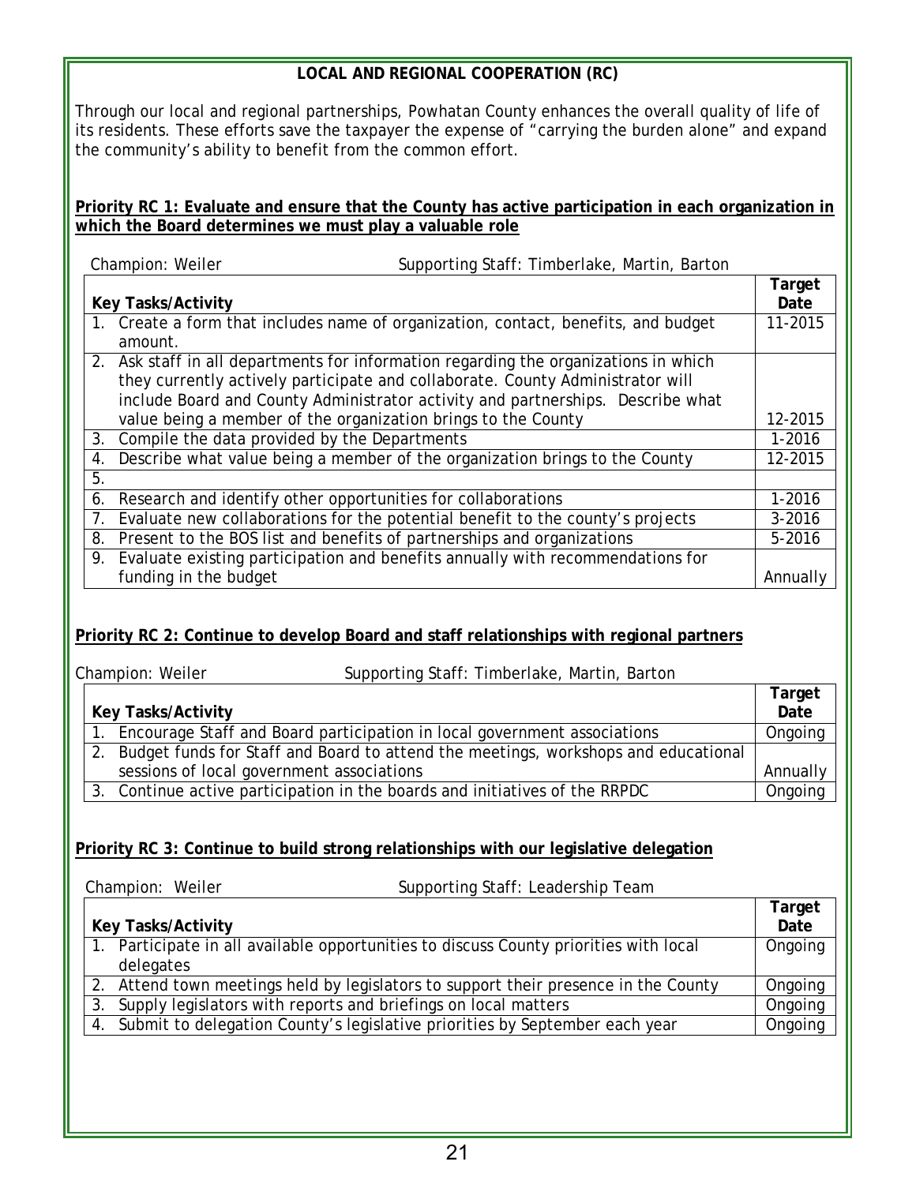## LOCAL AND REGIONAL COOPERATION (RC)

Through our local and regional partnerships, Powhatan County enhances the overall quality of life of its residents. These efforts save the taxpayer the expense of "carrying the burden alone" and expand the community's ability to benefit from the common effort.

### Priority RC 1: Evaluate and ensure that the County has active participation in each organization in which the Board determines we must play a valuable role

Champion: Weiler    Supporting Staff: Timberlake, Martin, Barton

| Key Tasks/Activity | Target Date |
|---|---|
| 1. Create a form that includes name of organization, contact, benefits, and budget amount. | 11-2015 |
| 2. Ask staff in all departments for information regarding the organizations in which they currently actively participate and collaborate. County Administrator will include Board and County Administrator activity and partnerships. Describe what value being a member of the organization brings to the County | 12-2015 |
| 3. Compile the data provided by the Departments | 1-2016 |
| 4. Describe what value being a member of the organization brings to the County | 12-2015 |
| 5. | |
| 6. Research and identify other opportunities for collaborations | 1-2016 |
| 7. Evaluate new collaborations for the potential benefit to the county's projects | 3-2016 |
| 8. Present to the BOS list and benefits of partnerships and organizations | 5-2016 |
| 9. Evaluate existing participation and benefits annually with recommendations for funding in the budget | Annually |

### Priority RC 2: Continue to develop Board and staff relationships with regional partners

Champion: Weiler    Supporting Staff: Timberlake, Martin, Barton

| Key Tasks/Activity | Target Date |
|---|---|
| 1. Encourage Staff and Board participation in local government associations | Ongoing |
| 2. Budget funds for Staff and Board to attend the meetings, workshops and educational sessions of local government associations | Annually |
| 3. Continue active participation in the boards and initiatives of the RRPDC | Ongoing |

### Priority RC 3: Continue to build strong relationships with our legislative delegation

Champion: Weiler    Supporting Staff: Leadership Team

| Key Tasks/Activity | Target Date |
|---|---|
| 1. Participate in all available opportunities to discuss County priorities with local delegates | Ongoing |
| 2. Attend town meetings held by legislators to support their presence in the County | Ongoing |
| 3. Supply legislators with reports and briefings on local matters | Ongoing |
| 4. Submit to delegation County's legislative priorities by September each year | Ongoing |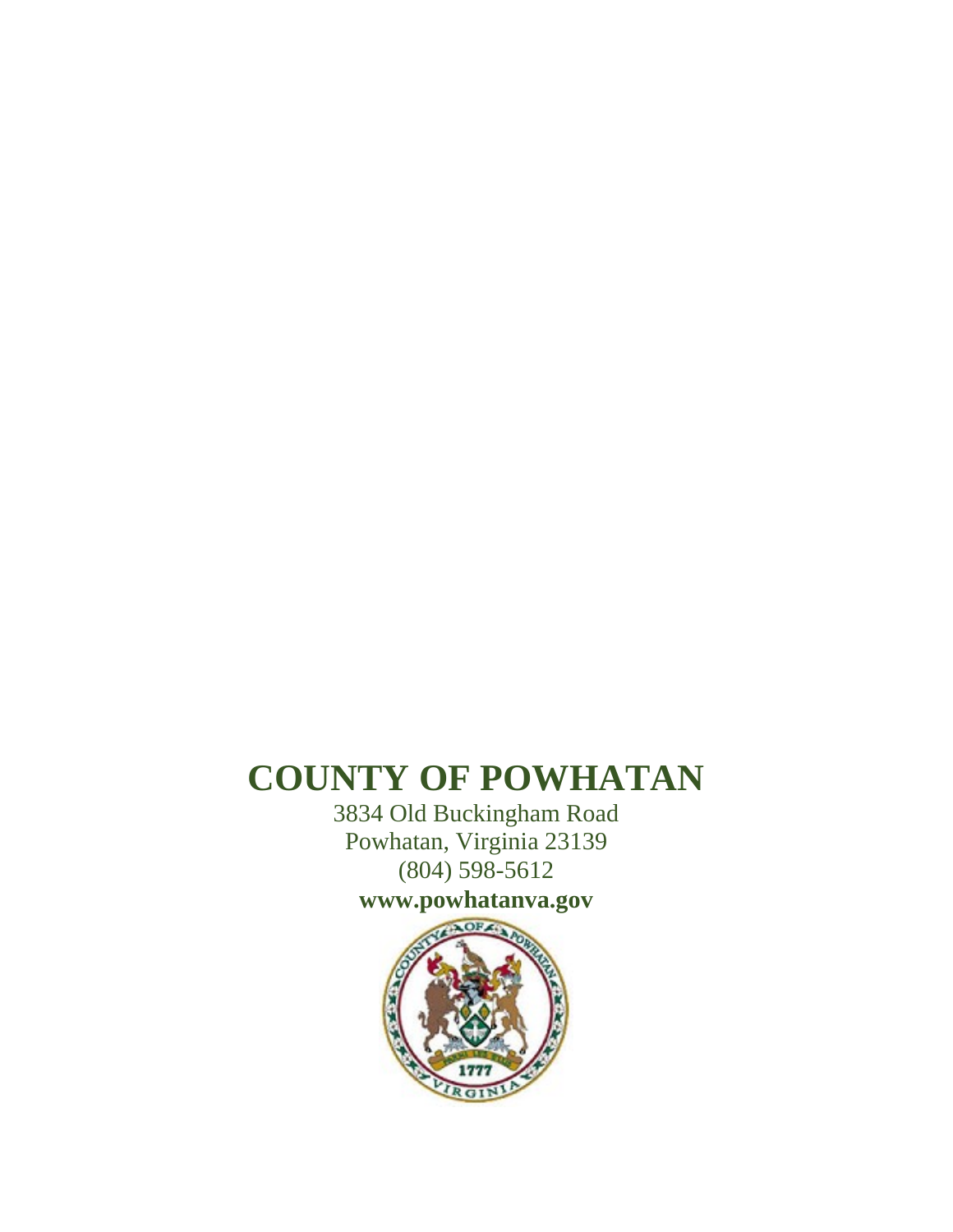# COUNTY OF POWHATAN

3834 Old Buckingham Road
Powhatan, Virginia 23139
(804) 598-5612
**www.powhatanva.gov**